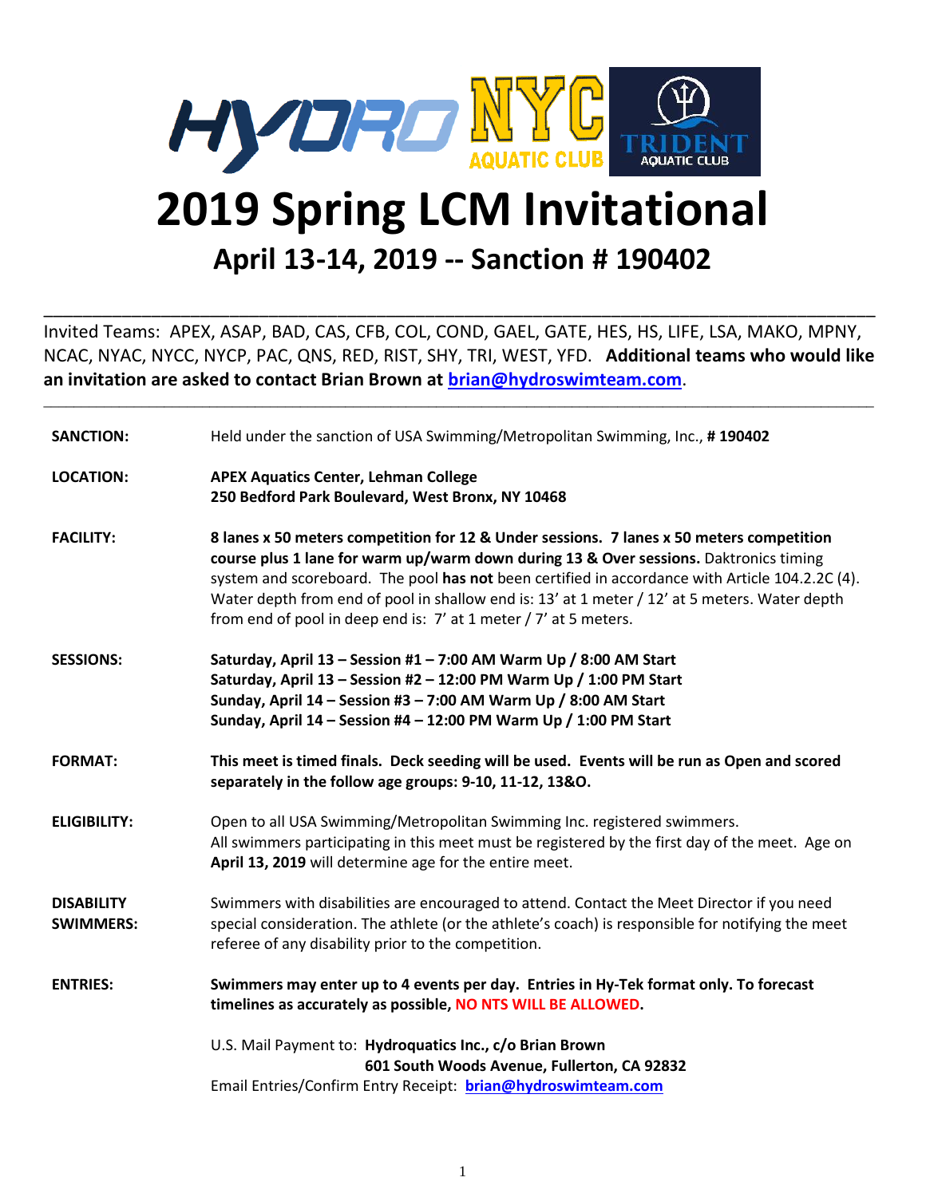# 2019 Spring LCM Invitational

## April 13-14, 2019 -- Sanction # 190402

Invited Teams: APEX, ASAP, BAD, CAS, CFB, COL, COND, GAEL, GATE, HES, HS, LIFE, LSA, MAKO, MPNY, NCAC, NYAC, NYCC, NYCP, PAC, QNS, RED, RIST, SHY, TRI, WEST, YFD. **Additional teams who would like an invitation are asked to contact Brian Brown at [brian@hydroswimteam.com](mailto:brian@hydroswimteam.com).**

**SANCTION:** Held under the sanction of USA Swimming/Metropolitan Swimming, Inc., **# 190402**

**LOCATION:** **APEX Aquatics Center, Lehman College**
**250 Bedford Park Boulevard, West Bronx, NY 10468**

**FACILITY:** **8 lanes x 50 meters competition for 12 & Under sessions. 7 lanes x 50 meters competition course plus 1 lane for warm up/warm down during 13 & Over sessions.** Daktronics timing system and scoreboard. The pool **has not** been certified in accordance with Article 104.2.2C (4). Water depth from end of pool in shallow end is: 13' at 1 meter / 12' at 5 meters. Water depth from end of pool in deep end is: 7' at 1 meter / 7' at 5 meters.

**SESSIONS:**
**Saturday, April 13 – Session #1 – 7:00 AM Warm Up / 8:00 AM Start**
**Saturday, April 13 – Session #2 – 12:00 PM Warm Up / 1:00 PM Start**
**Sunday, April 14 – Session #3 – 7:00 AM Warm Up / 8:00 AM Start**
**Sunday, April 14 – Session #4 – 12:00 PM Warm Up / 1:00 PM Start**

**FORMAT:** **This meet is timed finals. Deck seeding will be used. Events will be run as Open and scored separately in the follow age groups: 9-10, 11-12, 13&O.**

**ELIGIBILITY:** Open to all USA Swimming/Metropolitan Swimming Inc. registered swimmers. All swimmers participating in this meet must be registered by the first day of the meet. Age on **April 13, 2019** will determine age for the entire meet.

**DISABILITY SWIMMERS:** Swimmers with disabilities are encouraged to attend. Contact the Meet Director if you need special consideration. The athlete (or the athlete's coach) is responsible for notifying the meet referee of any disability prior to the competition.

**ENTRIES:** **Swimmers may enter up to 4 events per day. Entries in Hy-Tek format only. To forecast timelines as accurately as possible, NO NTS WILL BE ALLOWED.**

U.S. Mail Payment to: **Hydroquatics Inc., c/o Brian Brown**
**601 South Woods Avenue, Fullerton, CA 92832**
Email Entries/Confirm Entry Receipt: **[brian@hydroswimteam.com](mailto:brian@hydroswimteam.com)**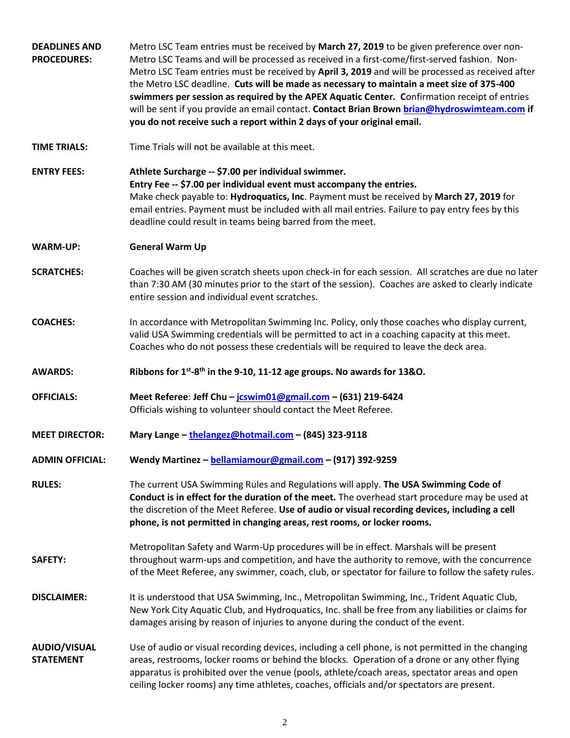**DEADLINES AND PROCEDURES:** Metro LSC Team entries must be received by **March 27, 2019** to be given preference over non-Metro LSC Teams and will be processed as received in a first-come/first-served fashion. Non-Metro LSC Team entries must be received by **April 3, 2019** and will be processed as received after the Metro LSC deadline. **Cuts will be made as necessary to maintain a meet size of 375-400 swimmers per session as required by the APEX Aquatic Center. C**onfirmation receipt of entries will be sent if you provide an email contact. **Contact Brian Brown [brian@hydroswimteam.com](mailto:brian@hydroswimteam.com) if you do not receive such a report within 2 days of your original email.**

**TIME TRIALS:** Time Trials will not be available at this meet.

**ENTRY FEES:** **Athlete Surcharge -- $7.00 per individual swimmer.**
**Entry Fee -- $7.00 per individual event must accompany the entries.**
Make check payable to: **Hydroquatics, Inc**. Payment must be received by **March 27, 2019** for email entries. Payment must be included with all mail entries. Failure to pay entry fees by this deadline could result in teams being barred from the meet.

**WARM-UP:** **General Warm Up**

**SCRATCHES:** Coaches will be given scratch sheets upon check-in for each session. All scratches are due no later than 7:30 AM (30 minutes prior to the start of the session). Coaches are asked to clearly indicate entire session and individual event scratches.

**COACHES:** In accordance with Metropolitan Swimming Inc. Policy, only those coaches who display current, valid USA Swimming credentials will be permitted to act in a coaching capacity at this meet. Coaches who do not possess these credentials will be required to leave the deck area.

**AWARDS:** **Ribbons for 1st-8th in the 9-10, 11-12 age groups. No awards for 13&O.**

**OFFICIALS:** **Meet Referee**: **Jeff Chu – [jcswim01@gmail.com](mailto:jcswim01@gmail.com) – (631) 219-6424**
Officials wishing to volunteer should contact the Meet Referee.

**MEET DIRECTOR:** **Mary Lange – [thelangez@hotmail.com](mailto:thelangez@hotmail.com) – (845) 323-9118**

**ADMIN OFFICIAL:** **Wendy Martinez – [bellamiamour@gmail.com](mailto:bellamiamour@gmail.com) – (917) 392-9259**

**RULES:** The current USA Swimming Rules and Regulations will apply. **The USA Swimming Code of Conduct is in effect for the duration of the meet.** The overhead start procedure may be used at the discretion of the Meet Referee. **Use of audio or visual recording devices, including a cell phone, is not permitted in changing areas, rest rooms, or locker rooms.**

**SAFETY:** Metropolitan Safety and Warm-Up procedures will be in effect. Marshals will be present throughout warm-ups and competition, and have the authority to remove, with the concurrence of the Meet Referee, any swimmer, coach, club, or spectator for failure to follow the safety rules.

**DISCLAIMER:** It is understood that USA Swimming, Inc., Metropolitan Swimming, Inc., Trident Aquatic Club, New York City Aquatic Club, and Hydroquatics, Inc. shall be free from any liabilities or claims for damages arising by reason of injuries to anyone during the conduct of the event.

**AUDIO/VISUAL STATEMENT:** Use of audio or visual recording devices, including a cell phone, is not permitted in the changing areas, restrooms, locker rooms or behind the blocks. Operation of a drone or any other flying apparatus is prohibited over the venue (pools, athlete/coach areas, spectator areas and open ceiling locker rooms) any time athletes, coaches, officials and/or spectators are present.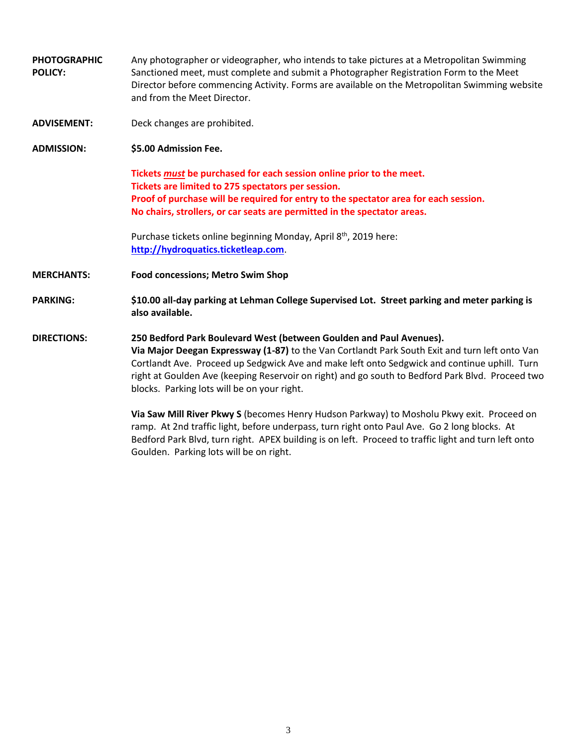**PHOTOGRAPHIC POLICY:** Any photographer or videographer, who intends to take pictures at a Metropolitan Swimming Sanctioned meet, must complete and submit a Photographer Registration Form to the Meet Director before commencing Activity. Forms are available on the Metropolitan Swimming website and from the Meet Director.

**ADVISEMENT:** Deck changes are prohibited.

**ADMISSION:** **$5.00 Admission Fee.**

**Tickets *must* be purchased for each session online prior to the meet.**
**Tickets are limited to 275 spectators per session.**
**Proof of purchase will be required for entry to the spectator area for each session.**
**No chairs, strollers, or car seats are permitted in the spectator areas.**

Purchase tickets online beginning Monday, April 8th, 2019 here: **http://hydroquatics.ticketleap.com**.

**MERCHANTS:** **Food concessions; Metro Swim Shop**

**PARKING:** **$10.00 all-day parking at Lehman College Supervised Lot. Street parking and meter parking is also available.**

**DIRECTIONS:** **250 Bedford Park Boulevard West (between Goulden and Paul Avenues).**
**Via Major Deegan Expressway (1-87)** to the Van Cortlandt Park South Exit and turn left onto Van Cortlandt Ave. Proceed up Sedgwick Ave and make left onto Sedgwick and continue uphill. Turn right at Goulden Ave (keeping Reservoir on right) and go south to Bedford Park Blvd. Proceed two blocks. Parking lots will be on your right.

**Via Saw Mill River Pkwy S** (becomes Henry Hudson Parkway) to Mosholu Pkwy exit. Proceed on ramp. At 2nd traffic light, before underpass, turn right onto Paul Ave. Go 2 long blocks. At Bedford Park Blvd, turn right. APEX building is on left. Proceed to traffic light and turn left onto Goulden. Parking lots will be on right.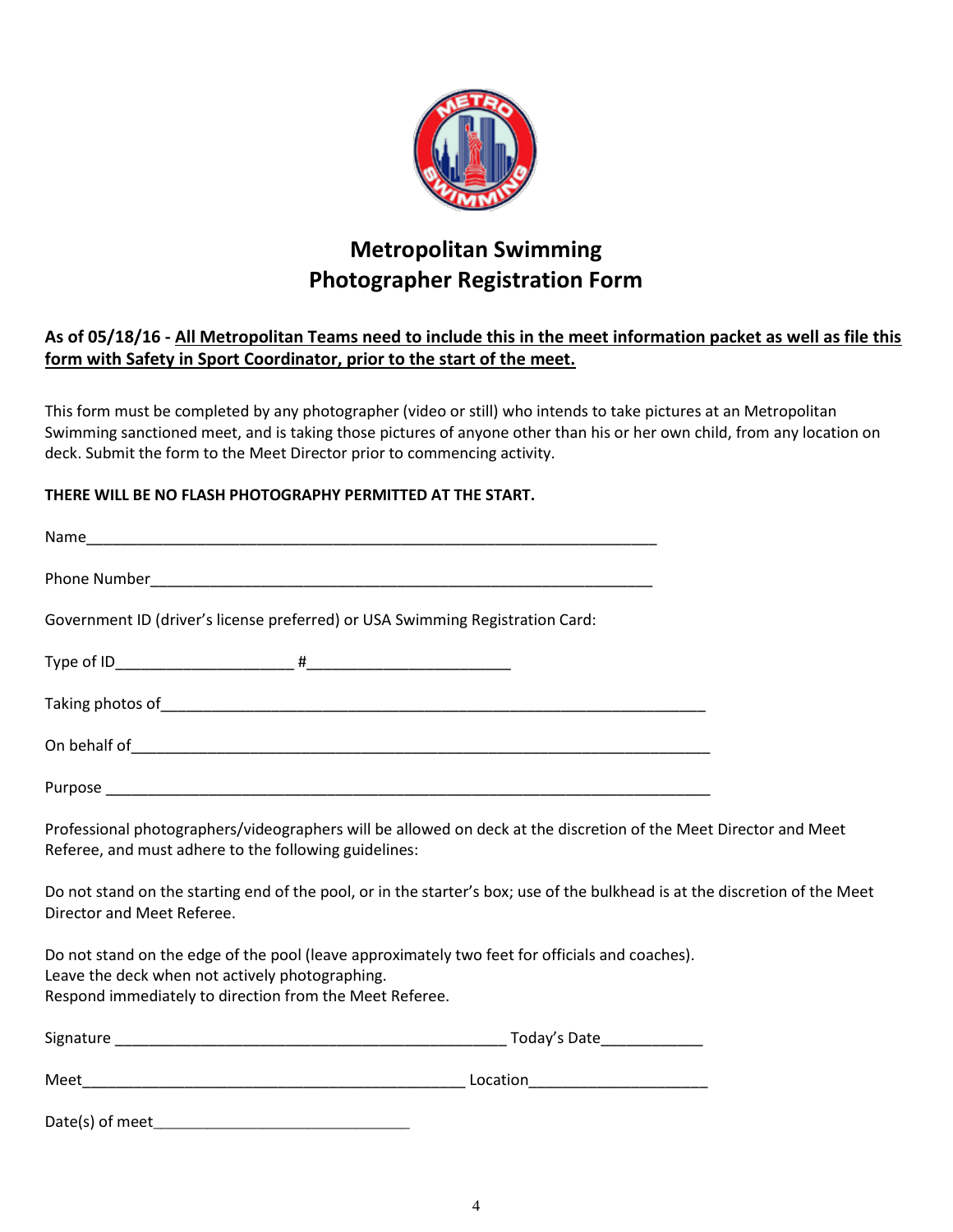# Metropolitan Swimming
# Photographer Registration Form

**As of 05/18/16 - <u>All Metropolitan Teams need to include this in the meet information packet as well as file this form with Safety in Sport Coordinator, prior to the start of the meet.</u>**

This form must be completed by any photographer (video or still) who intends to take pictures at an Metropolitan Swimming sanctioned meet, and is taking those pictures of anyone other than his or her own child, from any location on deck. Submit the form to the Meet Director prior to commencing activity.

**THERE WILL BE NO FLASH PHOTOGRAPHY PERMITTED AT THE START.**

Name_______________________________________________________________________

Phone Number______________________________________________________________

Government ID (driver's license preferred) or USA Swimming Registration Card:

Type of ID_____________________ #________________________

Taking photos of_____________________________________________________________

On behalf of_________________________________________________________________

Purpose ____________________________________________________________________

Professional photographers/videographers will be allowed on deck at the discretion of the Meet Director and Meet Referee, and must adhere to the following guidelines:

Do not stand on the starting end of the pool, or in the starter's box; use of the bulkhead is at the discretion of the Meet Director and Meet Referee.

Do not stand on the edge of the pool (leave approximately two feet for officials and coaches).
Leave the deck when not actively photographing.
Respond immediately to direction from the Meet Referee.

Signature _______________________________________________ Today's Date____________

Meet______________________________________________ Location_____________________

Date(s) of meet______________________________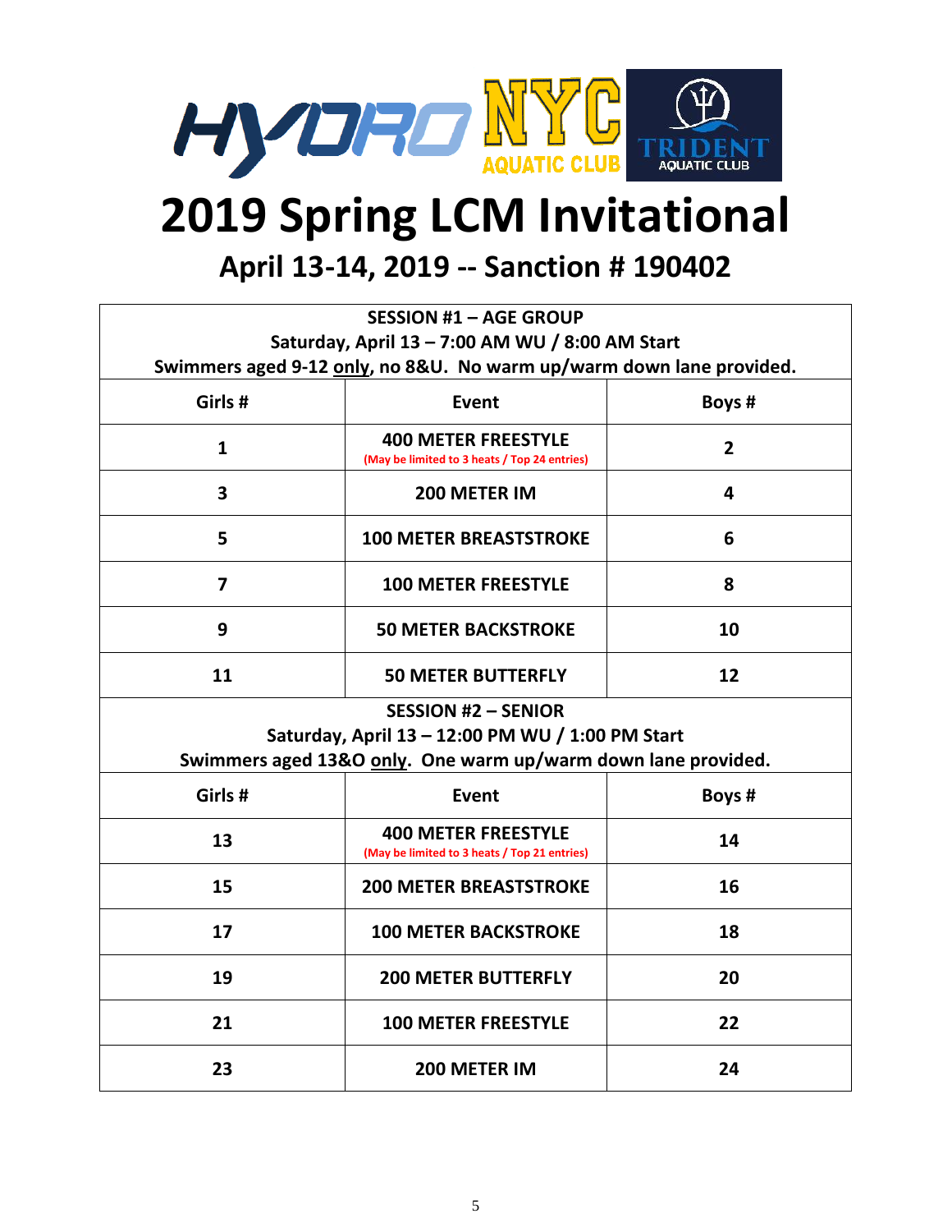# 2019 Spring LCM Invitational

## April 13-14, 2019 -- Sanction # 190402

| SESSION #1 – AGE GROUP<br>Saturday, April 13 – 7:00 AM WU / 8:00 AM Start<br>Swimmers aged 9-12 only, no 8&U. No warm up/warm down lane provided. | | |
|---|---|---|
| **Girls #** | **Event** | **Boys #** |
| 1 | **400 METER FREESTYLE**<br>(May be limited to 3 heats / Top 24 entries) | 2 |
| 3 | **200 METER IM** | 4 |
| 5 | **100 METER BREASTSTROKE** | 6 |
| 7 | **100 METER FREESTYLE** | 8 |
| 9 | **50 METER BACKSTROKE** | 10 |
| 11 | **50 METER BUTTERFLY** | 12 |

| SESSION #2 – SENIOR<br>Saturday, April 13 – 12:00 PM WU / 1:00 PM Start<br>Swimmers aged 13&O only. One warm up/warm down lane provided. | | |
|---|---|---|
| **Girls #** | **Event** | **Boys #** |
| 13 | **400 METER FREESTYLE**<br>(May be limited to 3 heats / Top 21 entries) | 14 |
| 15 | **200 METER BREASTSTROKE** | 16 |
| 17 | **100 METER BACKSTROKE** | 18 |
| 19 | **200 METER BUTTERFLY** | 20 |
| 21 | **100 METER FREESTYLE** | 22 |
| 23 | **200 METER IM** | 24 |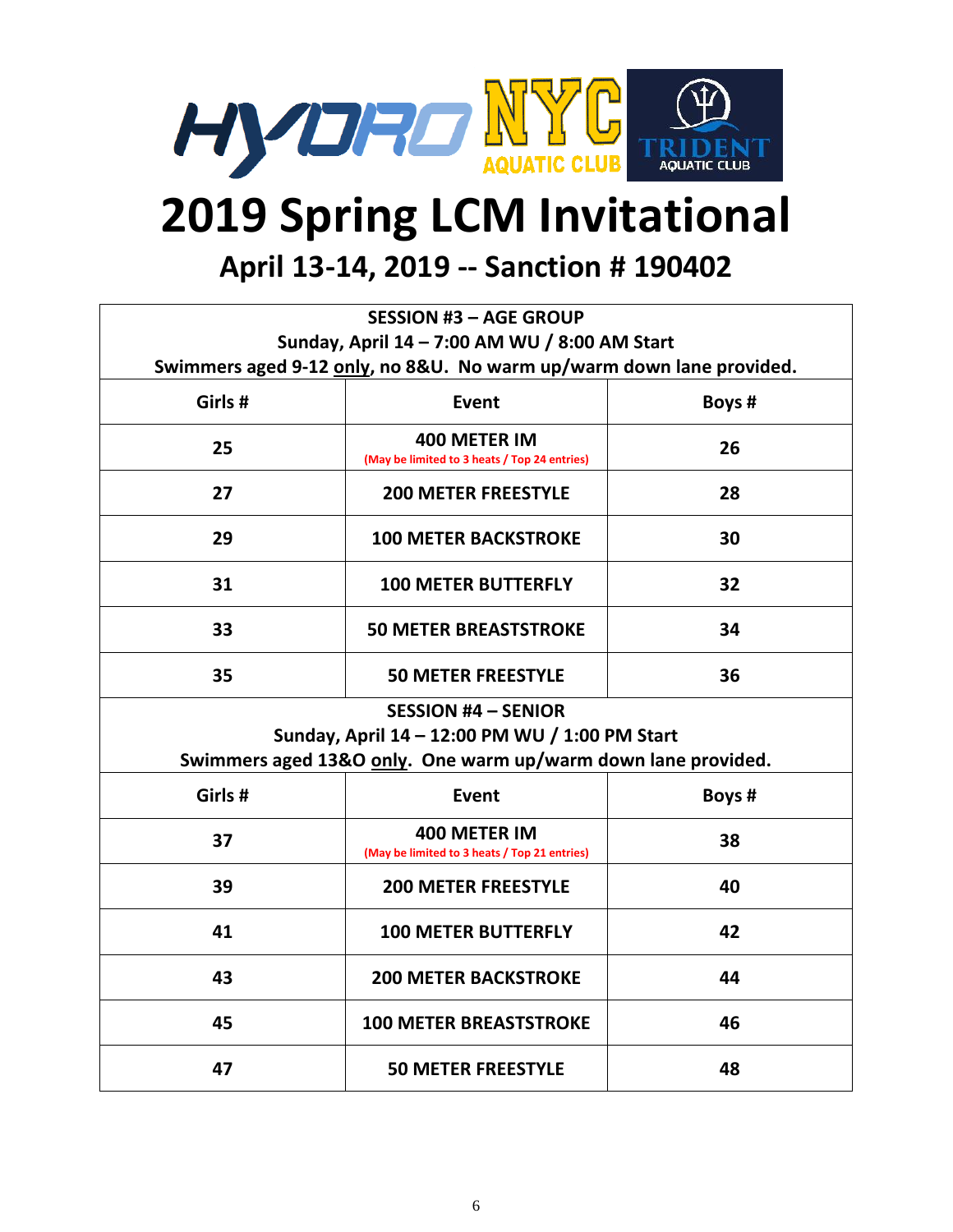# 2019 Spring LCM Invitational

## April 13-14, 2019 -- Sanction # 190402

| SESSION #3 – AGE GROUP<br>Sunday, April 14 – 7:00 AM WU / 8:00 AM Start<br>Swimmers aged 9-12 only, no 8&U. No warm up/warm down lane provided. | | |
|---|---|---|
| **Girls #** | **Event** | **Boys #** |
| 25 | **400 METER IM**<br>(May be limited to 3 heats / Top 24 entries) | 26 |
| 27 | **200 METER FREESTYLE** | 28 |
| 29 | **100 METER BACKSTROKE** | 30 |
| 31 | **100 METER BUTTERFLY** | 32 |
| 33 | **50 METER BREASTSTROKE** | 34 |
| 35 | **50 METER FREESTYLE** | 36 |

| SESSION #4 – SENIOR<br>Sunday, April 14 – 12:00 PM WU / 1:00 PM Start<br>Swimmers aged 13&O only. One warm up/warm down lane provided. | | |
|---|---|---|
| **Girls #** | **Event** | **Boys #** |
| 37 | **400 METER IM**<br>(May be limited to 3 heats / Top 21 entries) | 38 |
| 39 | **200 METER FREESTYLE** | 40 |
| 41 | **100 METER BUTTERFLY** | 42 |
| 43 | **200 METER BACKSTROKE** | 44 |
| 45 | **100 METER BREASTSTROKE** | 46 |
| 47 | **50 METER FREESTYLE** | 48 |